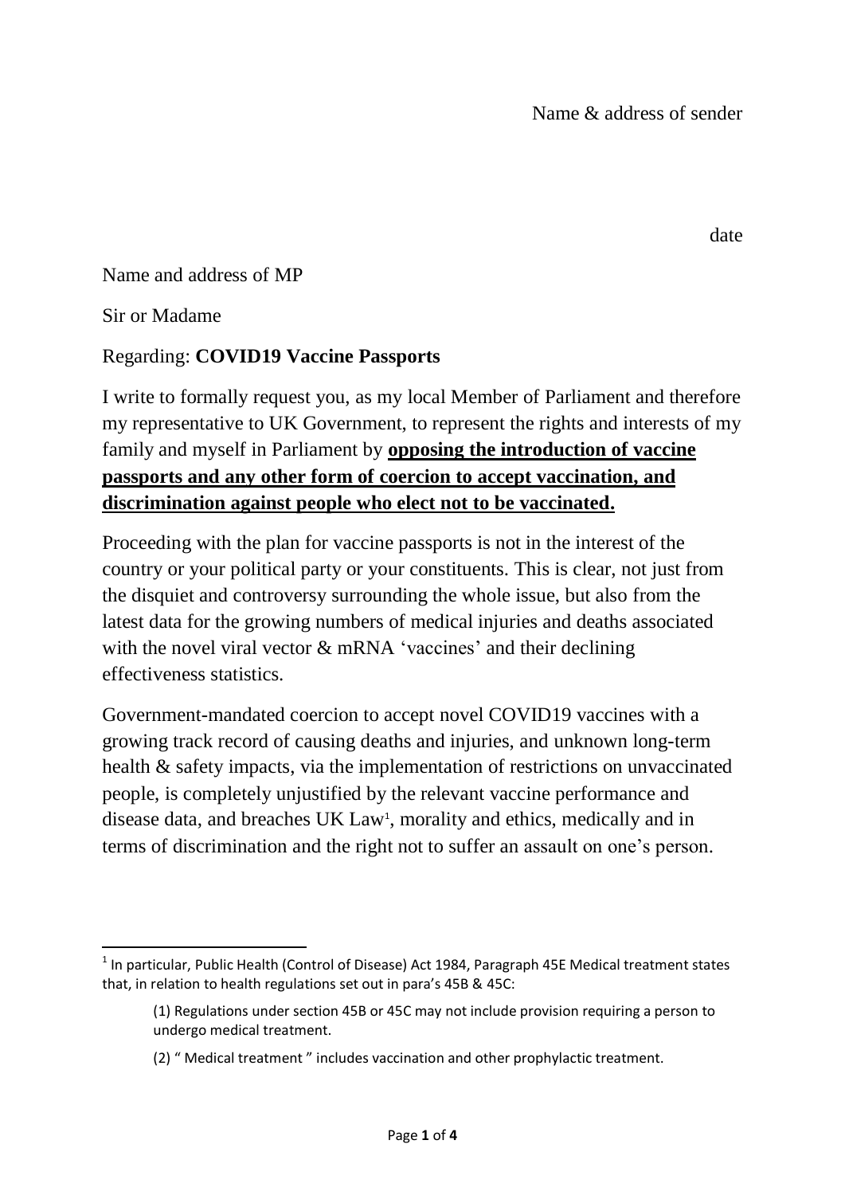Name & address of sender

date

Name and address of MP

Sir or Madame

Regarding: **COVID19 Vaccine Passports**

I write to formally request you, as my local Member of Parliament and therefore my representative to UK Government, to represent the rights and interests of my family and myself in Parliament by **opposing the introduction of vaccine passports and any other form of coercion to accept vaccination, and discrimination against people who elect not to be vaccinated.**

Proceeding with the plan for vaccine passports is not in the interest of the country or your political party or your constituents. This is clear, not just from the disquiet and controversy surrounding the whole issue, but also from the latest data for the growing numbers of medical injuries and deaths associated with the novel viral vector & mRNA 'vaccines' and their declining effectiveness statistics.

Government-mandated coercion to accept novel COVID19 vaccines with a growing track record of causing deaths and injuries, and unknown long-term health & safety impacts, via the implementation of restrictions on unvaccinated people, is completely unjustified by the relevant vaccine performance and disease data, and breaches UK Law[1], morality and ethics, medically and in terms of discrimination and the right not to suffer an assault on one's person.

---

[1] In particular, Public Health (Control of Disease) Act 1984, Paragraph 45E Medical treatment states that, in relation to health regulations set out in para's 45B & 45C:

> (1) Regulations under section 45B or 45C may not include provision requiring a person to undergo medical treatment.
>
> (2) " Medical treatment " includes vaccination and other prophylactic treatment.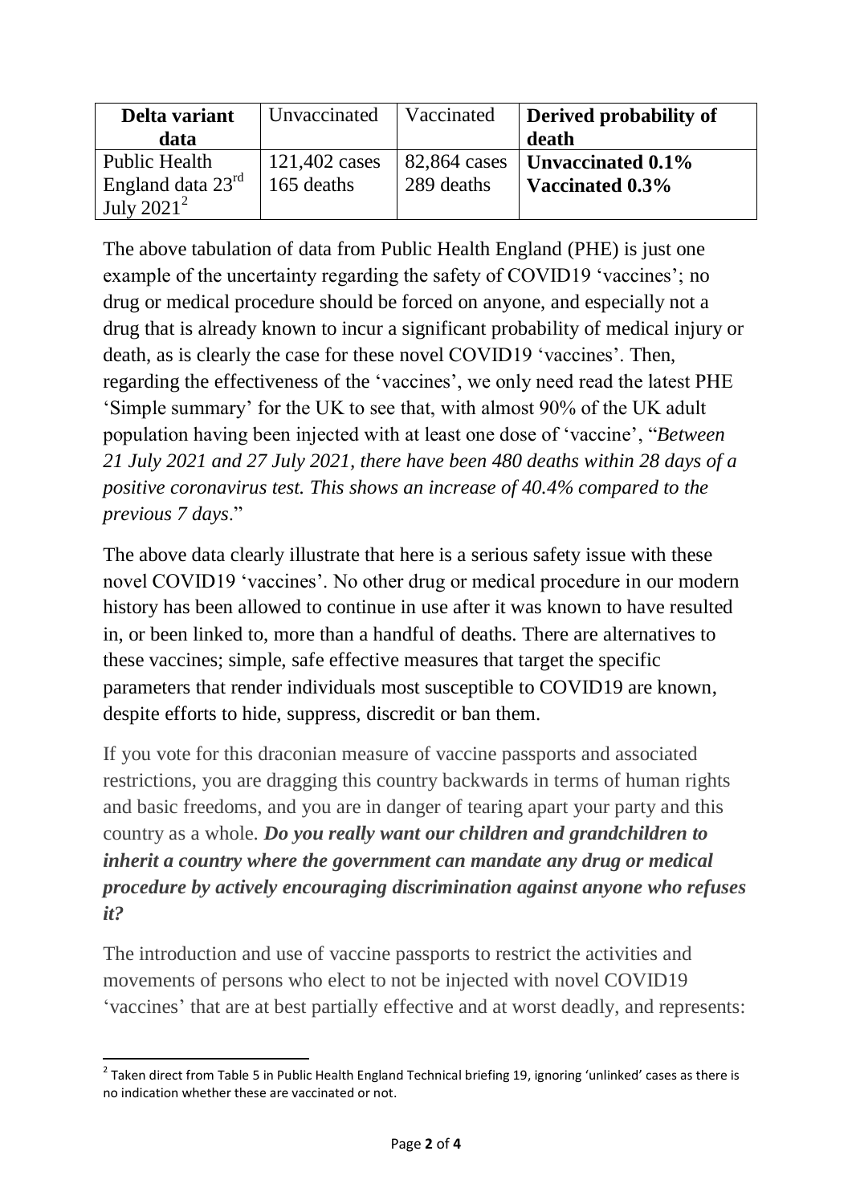| Delta variant data | Unvaccinated | Vaccinated | Derived probability of death |
|---|---|---|---|
| Public Health England data 23rd July 2021[2] | 121,402 cases 165 deaths | 82,864 cases 289 deaths | **Unvaccinated 0.1%** **Vaccinated 0.3%** |

The above tabulation of data from Public Health England (PHE) is just one example of the uncertainty regarding the safety of COVID19 'vaccines'; no drug or medical procedure should be forced on anyone, and especially not a drug that is already known to incur a significant probability of medical injury or death, as is clearly the case for these novel COVID19 'vaccines'. Then, regarding the effectiveness of the 'vaccines', we only need read the latest PHE 'Simple summary' for the UK to see that, with almost 90% of the UK adult population having been injected with at least one dose of 'vaccine', "*Between 21 July 2021 and 27 July 2021, there have been 480 deaths within 28 days of a positive coronavirus test. This shows an increase of 40.4% compared to the previous 7 days*."

The above data clearly illustrate that here is a serious safety issue with these novel COVID19 'vaccines'. No other drug or medical procedure in our modern history has been allowed to continue in use after it was known to have resulted in, or been linked to, more than a handful of deaths. There are alternatives to these vaccines; simple, safe effective measures that target the specific parameters that render individuals most susceptible to COVID19 are known, despite efforts to hide, suppress, discredit or ban them.

If you vote for this draconian measure of vaccine passports and associated restrictions, you are dragging this country backwards in terms of human rights and basic freedoms, and you are in danger of tearing apart your party and this country as a whole. ***Do you really want our children and grandchildren to inherit a country where the government can mandate any drug or medical procedure by actively encouraging discrimination against anyone who refuses it?***

The introduction and use of vaccine passports to restrict the activities and movements of persons who elect to not be injected with novel COVID19 'vaccines' that are at best partially effective and at worst deadly, and represents:

[2] Taken direct from Table 5 in Public Health England Technical briefing 19, ignoring 'unlinked' cases as there is no indication whether these are vaccinated or not.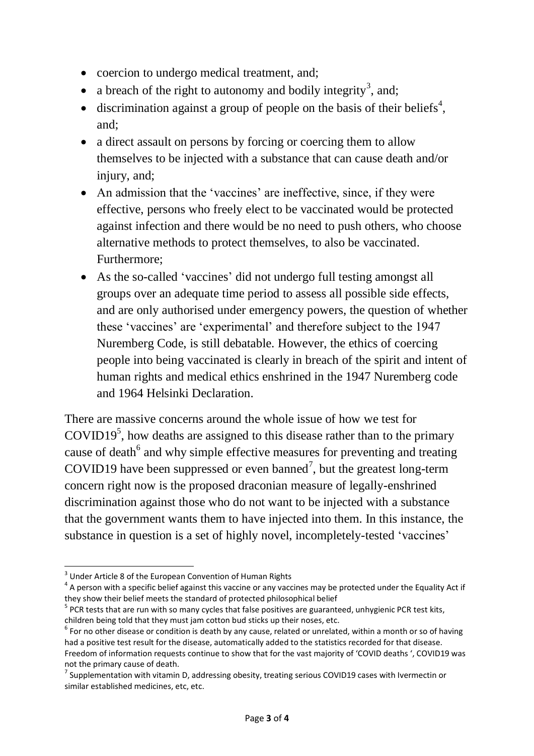- coercion to undergo medical treatment, and;
- a breach of the right to autonomy and bodily integrity[3], and;
- discrimination against a group of people on the basis of their beliefs[4], and;
- a direct assault on persons by forcing or coercing them to allow themselves to be injected with a substance that can cause death and/or injury, and;
- An admission that the 'vaccines' are ineffective, since, if they were effective, persons who freely elect to be vaccinated would be protected against infection and there would be no need to push others, who choose alternative methods to protect themselves, to also be vaccinated. Furthermore;
- As the so-called 'vaccines' did not undergo full testing amongst all groups over an adequate time period to assess all possible side effects, and are only authorised under emergency powers, the question of whether these 'vaccines' are 'experimental' and therefore subject to the 1947 Nuremberg Code, is still debatable. However, the ethics of coercing people into being vaccinated is clearly in breach of the spirit and intent of human rights and medical ethics enshrined in the 1947 Nuremberg code and 1964 Helsinki Declaration.

There are massive concerns around the whole issue of how we test for COVID19[5], how deaths are assigned to this disease rather than to the primary cause of death[6] and why simple effective measures for preventing and treating COVID19 have been suppressed or even banned[7], but the greatest long-term concern right now is the proposed draconian measure of legally-enshrined discrimination against those who do not want to be injected with a substance that the government wants them to have injected into them. In this instance, the substance in question is a set of highly novel, incompletely-tested 'vaccines'

---

[3] Under Article 8 of the European Convention of Human Rights

[4] A person with a specific belief against this vaccine or any vaccines may be protected under the Equality Act if they show their belief meets the standard of protected philosophical belief

[5] PCR tests that are run with so many cycles that false positives are guaranteed, unhygienic PCR test kits, children being told that they must jam cotton bud sticks up their noses, etc.

[6] For no other disease or condition is death by any cause, related or unrelated, within a month or so of having had a positive test result for the disease, automatically added to the statistics recorded for that disease. Freedom of information requests continue to show that for the vast majority of 'COVID deaths ', COVID19 was not the primary cause of death.

[7] Supplementation with vitamin D, addressing obesity, treating serious COVID19 cases with Ivermectin or similar established medicines, etc, etc.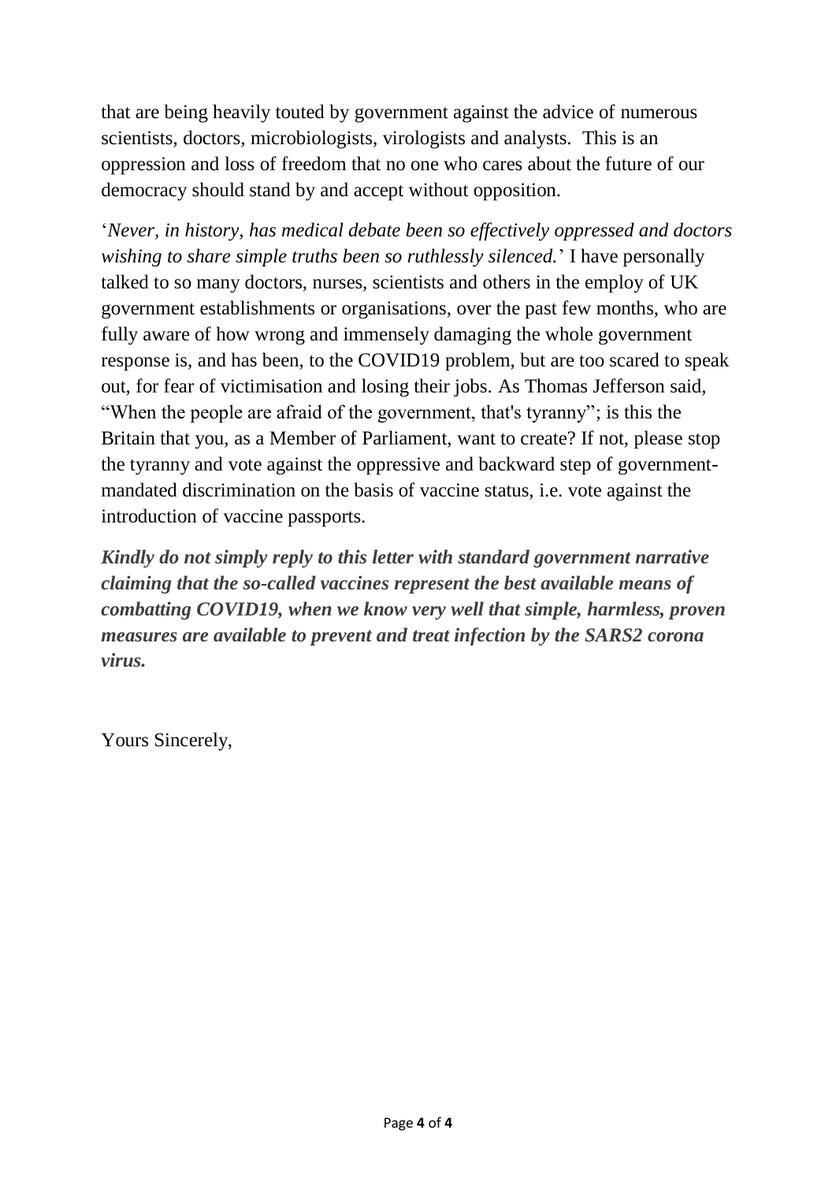that are being heavily touted by government against the advice of numerous scientists, doctors, microbiologists, virologists and analysts. This is an oppression and loss of freedom that no one who cares about the future of our democracy should stand by and accept without opposition.

'*Never, in history, has medical debate been so effectively oppressed and doctors wishing to share simple truths been so ruthlessly silenced.*' I have personally talked to so many doctors, nurses, scientists and others in the employ of UK government establishments or organisations, over the past few months, who are fully aware of how wrong and immensely damaging the whole government response is, and has been, to the COVID19 problem, but are too scared to speak out, for fear of victimisation and losing their jobs. As Thomas Jefferson said, "When the people are afraid of the government, that's tyranny"; is this the Britain that you, as a Member of Parliament, want to create? If not, please stop the tyranny and vote against the oppressive and backward step of government-mandated discrimination on the basis of vaccine status, i.e. vote against the introduction of vaccine passports.

***Kindly do not simply reply to this letter with standard government narrative claiming that the so-called vaccines represent the best available means of combatting COVID19, when we know very well that simple, harmless, proven measures are available to prevent and treat infection by the SARS2 corona virus.***

Yours Sincerely,